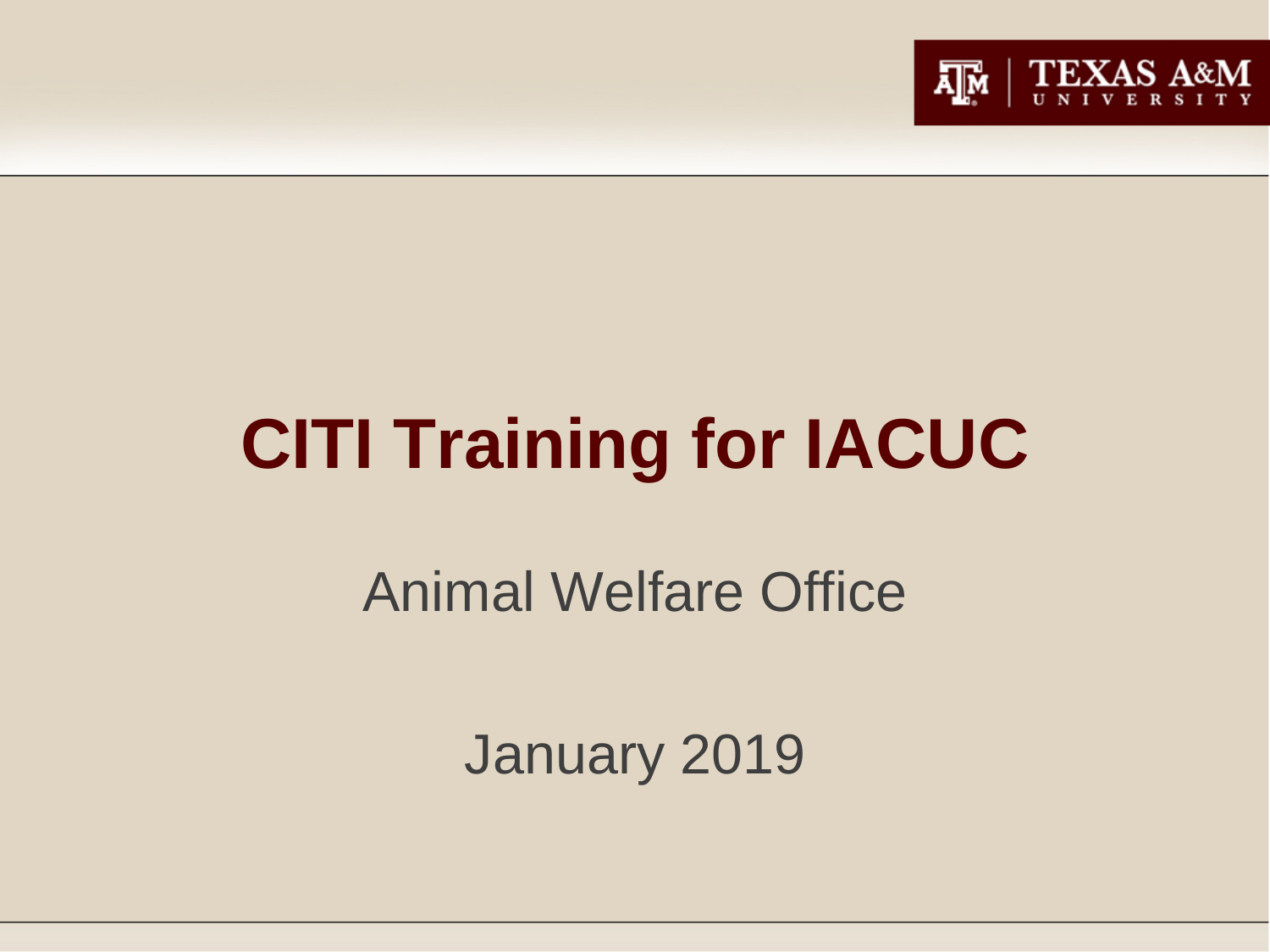# CITI Training for IACUC

Animal Welfare Office

January 2019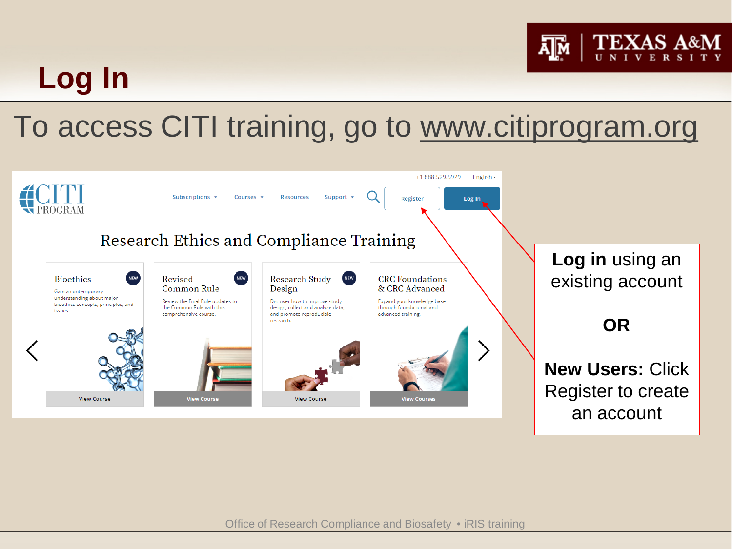# Log In

To access CITI training, go to www.citiprogram.org

**Log in** using an existing account

**OR**

**New Users:** Click Register to create an account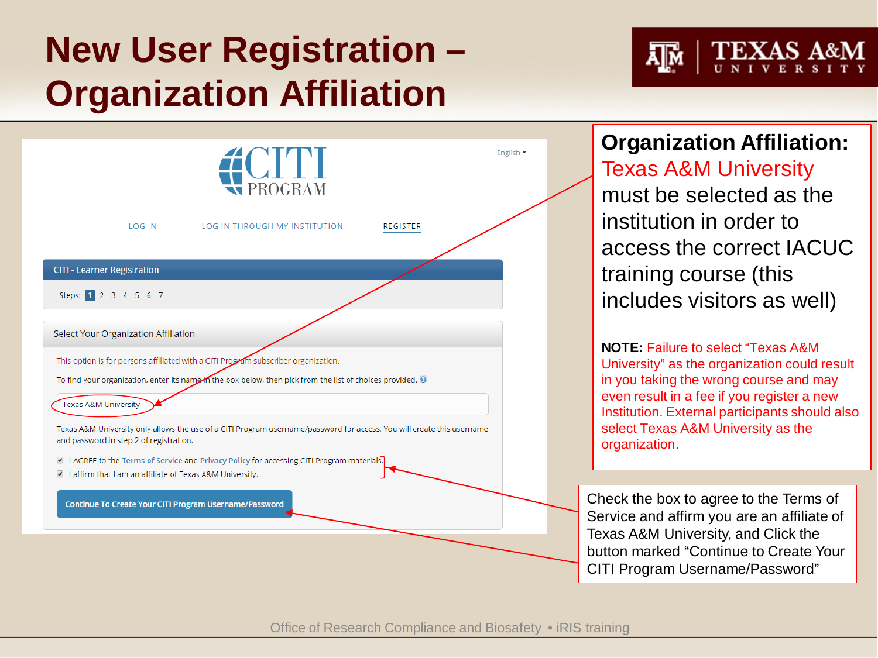# New User Registration – Organization Affiliation

English

CITI PROGRAM

LOG IN | LOG IN THROUGH MY INSTITUTION | REGISTER

**CITI - Learner Registration**

Steps: 1 2 3 4 5 6 7

**Select Your Organization Affiliation**

This option is for persons affiliated with a CITI Program subscriber organization.

To find your organization, enter its name in the box below, then pick from the list of choices provided.

Texas A&M University

Texas A&M University only allows the use of a CITI Program username/password for access. You will create this username and password in step 2 of registration.

- [x] I AGREE to the Terms of Service and Privacy Policy for accessing CITI Program materials.
- [x] I affirm that I am an affiliate of Texas A&M University.

Continue To Create Your CITI Program Username/Password

**Organization Affiliation:** Texas A&M University must be selected as the institution in order to access the correct IACUC training course (this includes visitors as well)

**NOTE:** Failure to select “Texas A&M University” as the organization could result in you taking the wrong course and may even result in a fee if you register a new Institution. External participants should also select Texas A&M University as the organization.

Check the box to agree to the Terms of Service and affirm you are an affiliate of Texas A&M University, and Click the button marked “Continue to Create Your CITI Program Username/Password”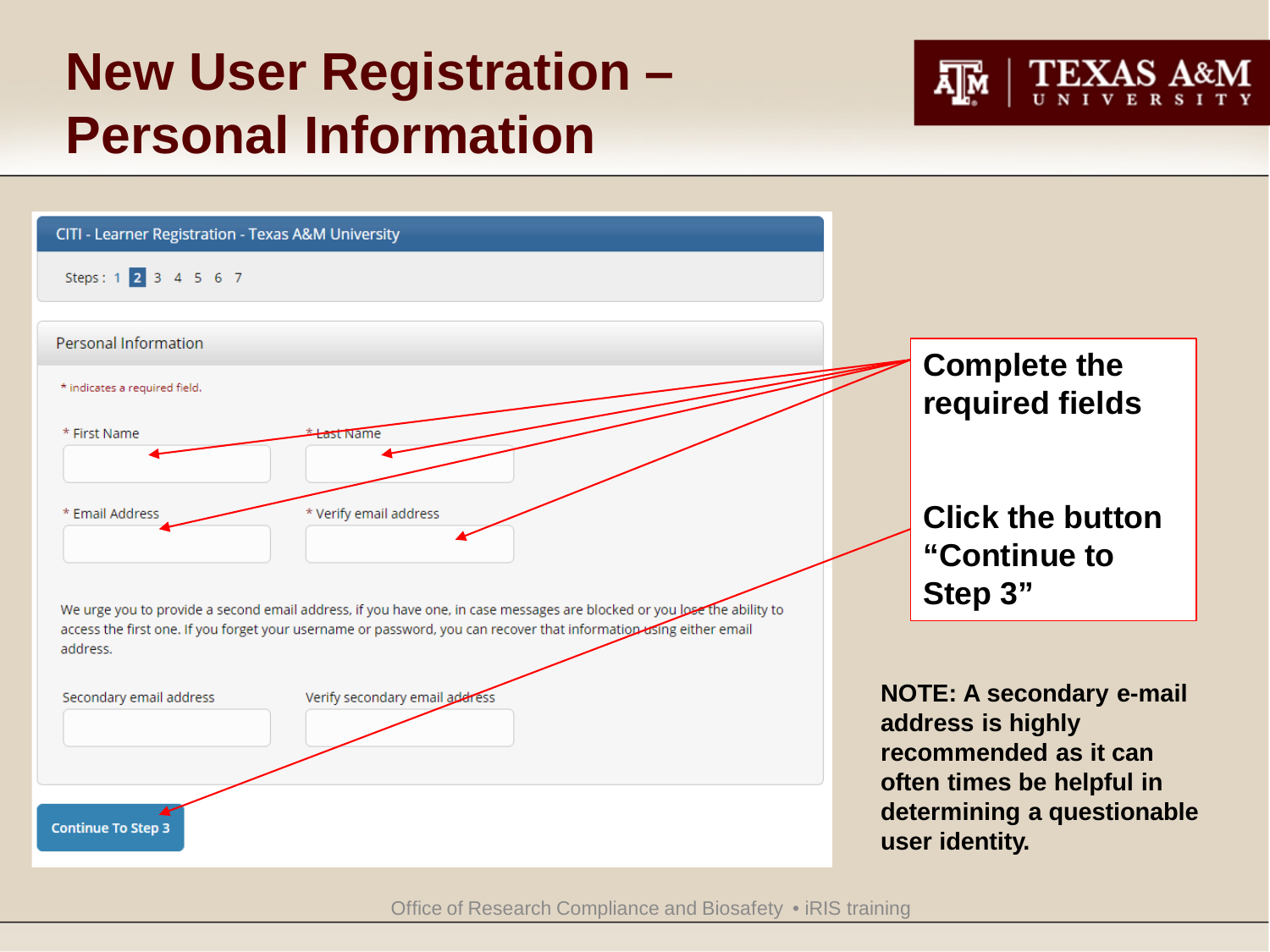# New User Registration – Personal Information

CITI - Learner Registration - Texas A&M University

Steps : 1 **2** 3 4 5 6 7

Personal Information

* indicates a required field.

* First Name

* Last Name

* Email Address

* Verify email address

We urge you to provide a second email address, if you have one, in case messages are blocked or you lose the ability to access the first one. If you forget your username or password, you can recover that information using either email address.

Secondary email address

Verify secondary email address

Continue To Step 3

**Complete the required fields**

**Click the button "Continue to Step 3"**

**NOTE: A secondary e-mail address is highly recommended as it can often times be helpful in determining a questionable user identity.**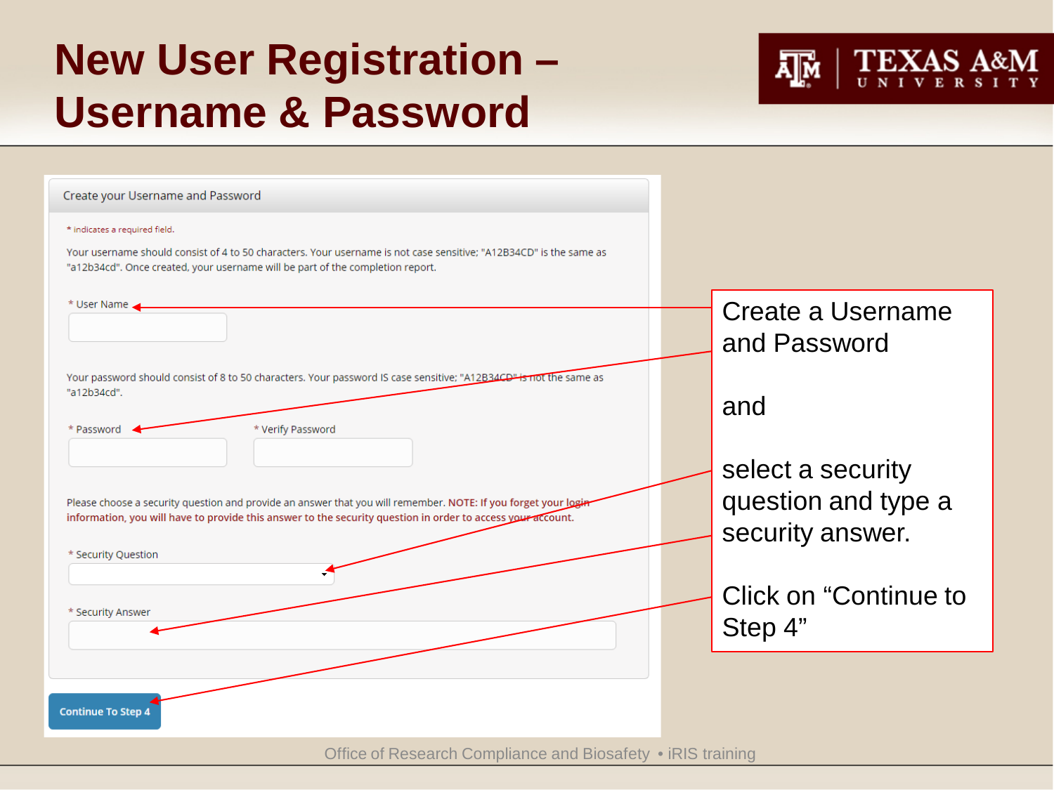# New User Registration – Username & Password

TEXAS A&M UNIVERSITY

Create your Username and Password

* indicates a required field.

Your username should consist of 4 to 50 characters. Your username is not case sensitive; "A12B34CD" is the same as "a12b34cd". Once created, your username will be part of the completion report.

* User Name

Your password should consist of 8 to 50 characters. Your password IS case sensitive; "A12B34CD" is not the same as "a12b34cd".

* Password

* Verify Password

Please choose a security question and provide an answer that you will remember. **NOTE: If you forget your login information, you will have to provide this answer to the security question in order to access your account.**

* Security Question

* Security Answer

Continue To Step 4

Create a Username and Password

and

select a security question and type a security answer.

Click on "Continue to Step 4"

Office of Research Compliance and Biosafety • iRIS training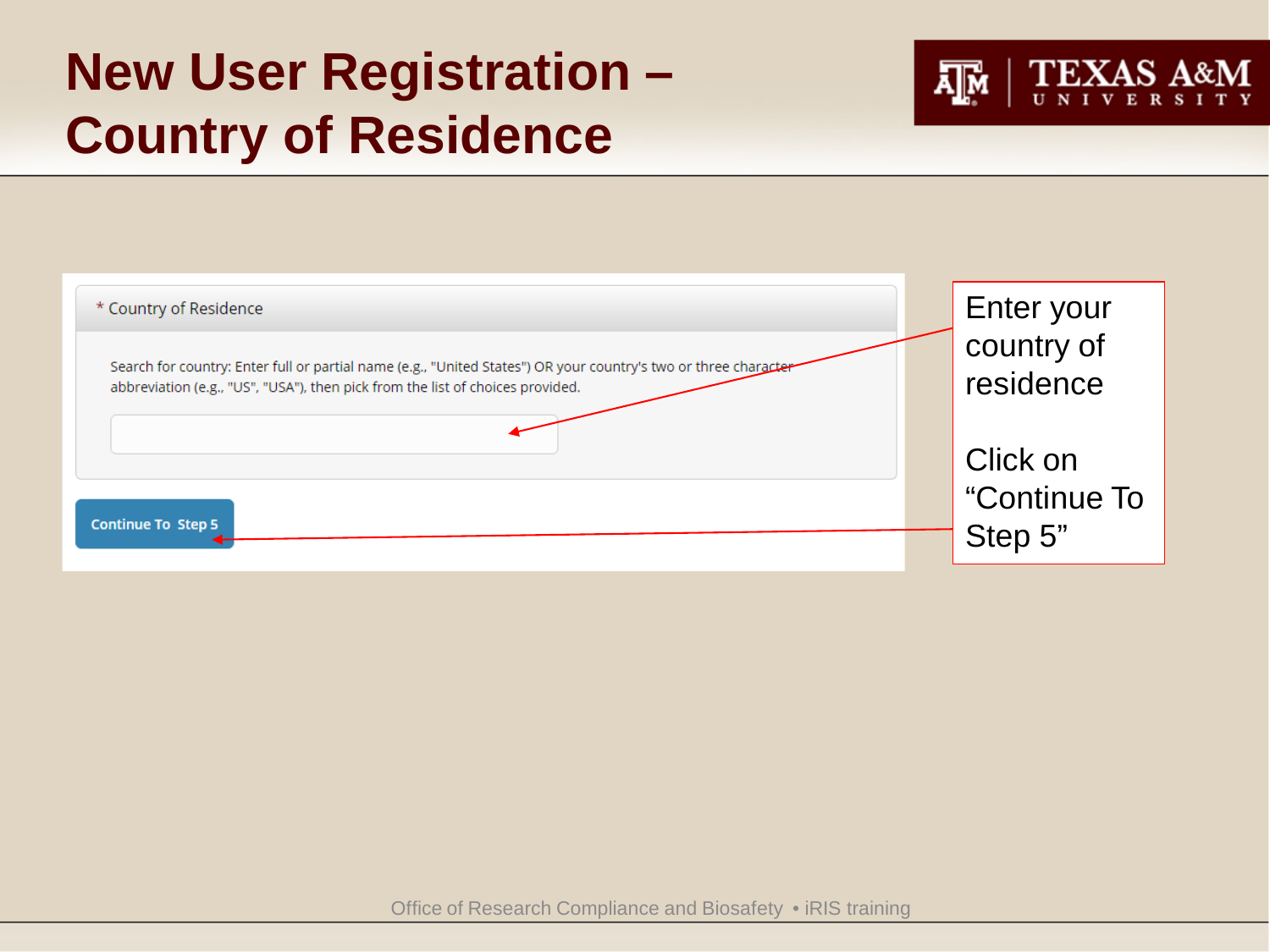# New User Registration – Country of Residence

\* Country of Residence

Search for country: Enter full or partial name (e.g., "United States") OR your country's two or three character abbreviation (e.g., "US", "USA"), then pick from the list of choices provided.

Continue To Step 5

Enter your country of residence

Click on "Continue To Step 5"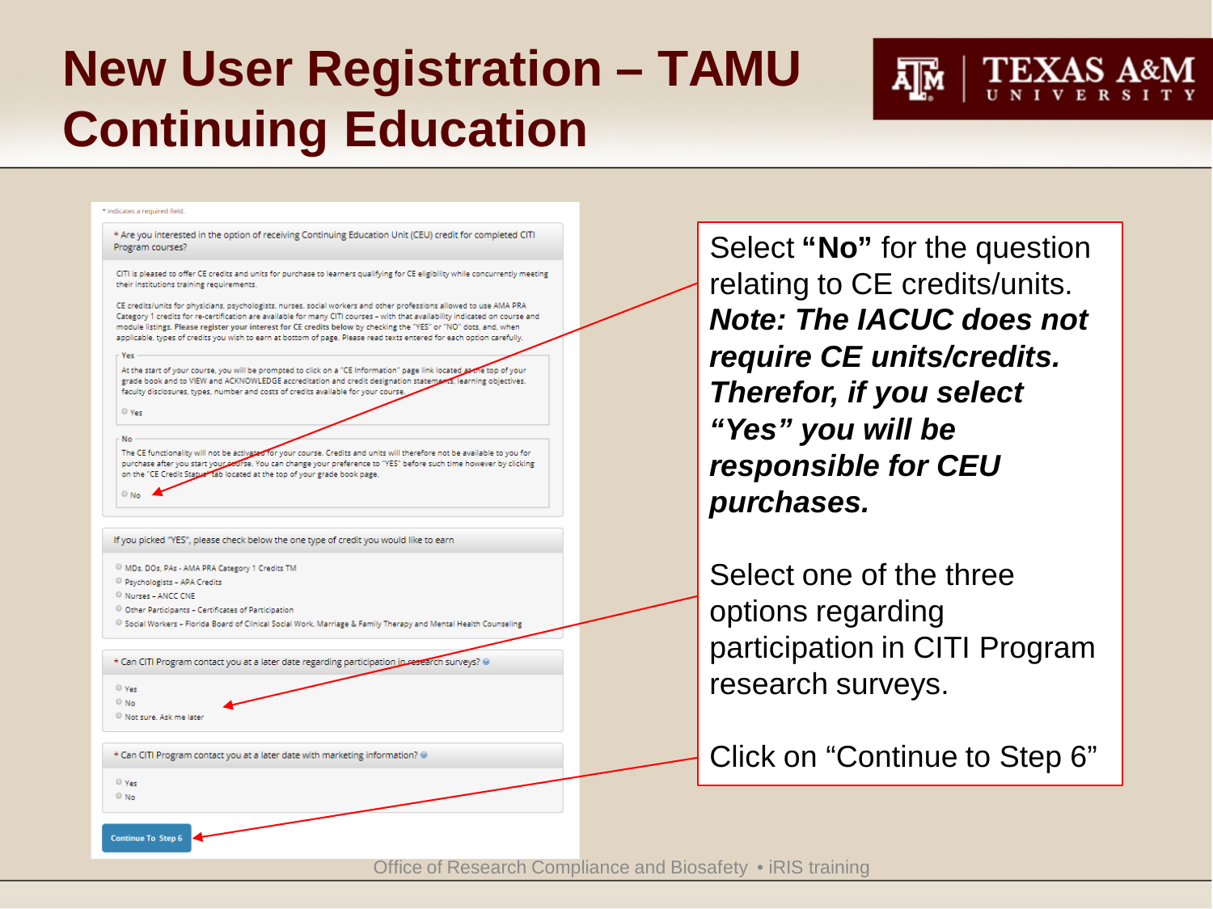# New User Registration – TAMU Continuing Education

\* indicates a required field.

\* Are you interested in the option of receiving Continuing Education Unit (CEU) credit for completed CITI Program courses?

CITI is pleased to offer CE credits and units for purchase to learners qualifying for CE eligibility while concurrently meeting their institutions training requirements.

CE credits/units for physicians, psychologists, nurses, social workers and other professions allowed to use AMA PRA Category 1 credits for re-certification are available for many CITI courses – with that availability indicated on course and module listings. Please register your interest for CE credits below by checking the "YES" or "NO" dots, and, when applicable, types of credits you wish to earn at bottom of page. Please read texts entered for each option carefully.

**Yes**

At the start of your course, you will be prompted to click on a "CE Information" page link located at the top of your grade book and to VIEW and ACKNOWLEDGE accreditation and credit designation statements, learning objectives, faculty disclosures, types, number and costs of credits available for your course.

- Yes

**No**

The CE functionality will not be activated for your course. Credits and units will therefore not be available to you for purchase after you start your course. You can change your preference to "YES" before such time however by clicking on the "CE Credit Status" tab located at the top of your grade book page.

- No

If you picked "YES", please check below the one type of credit you would like to earn

- MDs, DOs, PAs - AMA PRA Category 1 Credits TM
- Psychologists - APA Credits
- Nurses - ANCC CNE
- Other Participants - Certificates of Participation
- Social Workers - Florida Board of Clinical Social Work, Marriage & Family Therapy and Mental Health Counseling

\* Can CITI Program contact you at a later date regarding participation in research surveys?

- Yes
- No
- Not sure. Ask me later

\* Can CITI Program contact you at a later date with marketing information?

- Yes
- No

Continue To Step 6

Select **"No"** for the question relating to CE credits/units. ***Note: The IACUC does not require CE units/credits. Therefor, if you select "Yes" you will be responsible for CEU purchases.***

Select one of the three options regarding participation in CITI Program research surveys.

Click on "Continue to Step 6"

Office of Research Compliance and Biosafety • iRIS training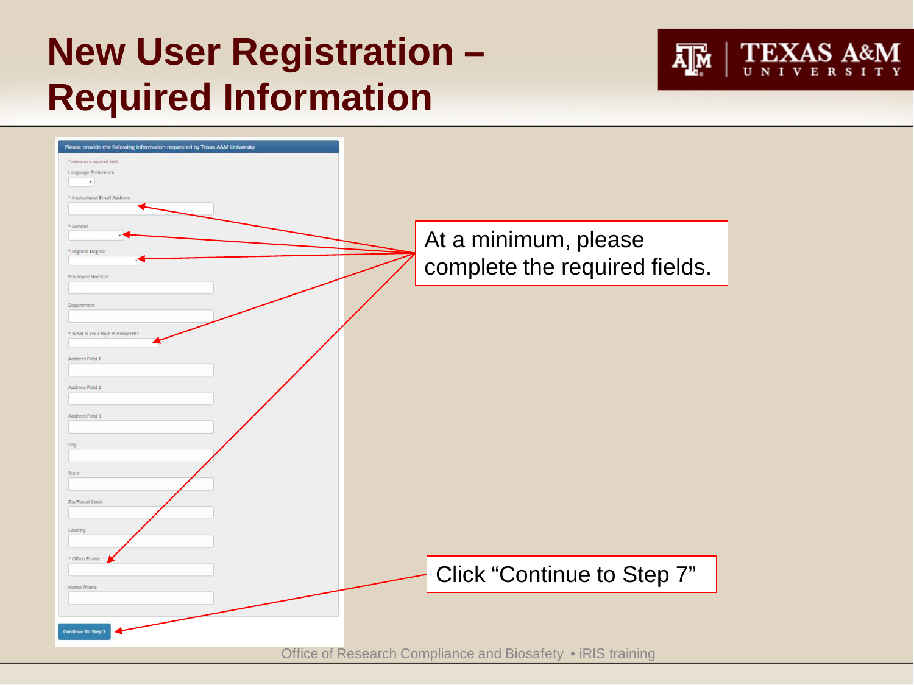# New User Registration – Required Information

Please provide the following information requested by Texas A&M University

* indicates a required field

Language Preference

* Institutional Email Address

* Gender

* Highest Degree

Employee Number

Department

* What Is Your Role In Research?

Address Field 1

Address Field 2

Address Field 3

City

State

Zip/Postal Code

Country

* Office Phone

Home Phone

Continue To Step 7

At a minimum, please complete the required fields.

Click "Continue to Step 7"

Office of Research Compliance and Biosafety • iRIS training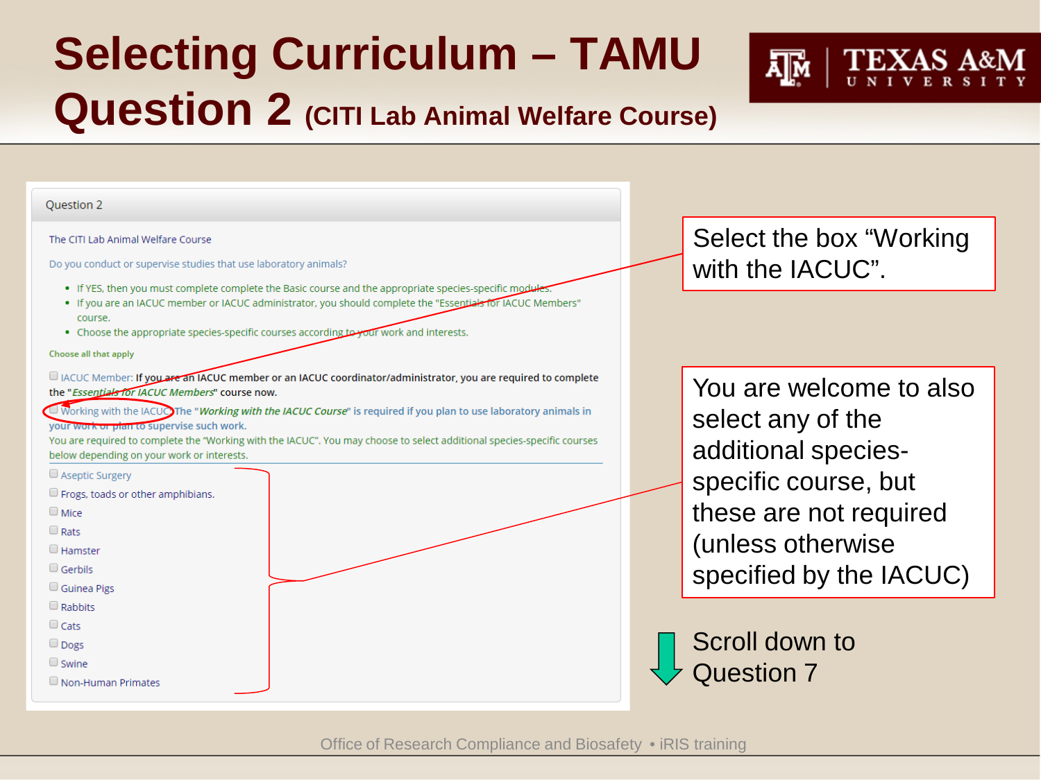# Selecting Curriculum – TAMU Question 2 (CITI Lab Animal Welfare Course)

TEXAS A&M UNIVERSITY

Question 2

The CITI Lab Animal Welfare Course

Do you conduct or supervise studies that use laboratory animals?

- If YES, then you must complete complete the Basic course and the appropriate species-specific modules.
- If you are an IACUC member or IACUC administrator, you should complete the "Essentials for IACUC Members" course.
- Choose the appropriate species-specific courses according to your work and interests.

Choose all that apply

- [ ] IACUC Member: **If you are an IACUC member or an IACUC coordinator/administrator, you are required to complete the "*Essentials for IACUC Members*" course now.**
- [ ] Working with the IACUC **The "*Working with the IACUC Course*" is required if you plan to use laboratory animals in your work or plan to supervise such work.**

You are required to complete the "Working with the IACUC". You may choose to select additional species-specific courses below depending on your work or interests.

- [ ] Aseptic Surgery
- [ ] Frogs, toads or other amphibians.
- [ ] Mice
- [ ] Rats
- [ ] Hamster
- [ ] Gerbils
- [ ] Guinea Pigs
- [ ] Rabbits
- [ ] Cats
- [ ] Dogs
- [ ] Swine
- [ ] Non-Human Primates

Select the box "Working with the IACUC".

You are welcome to also select any of the additional species-specific course, but these are not required (unless otherwise specified by the IACUC)

Scroll down to Question 7

Office of Research Compliance and Biosafety • iRIS training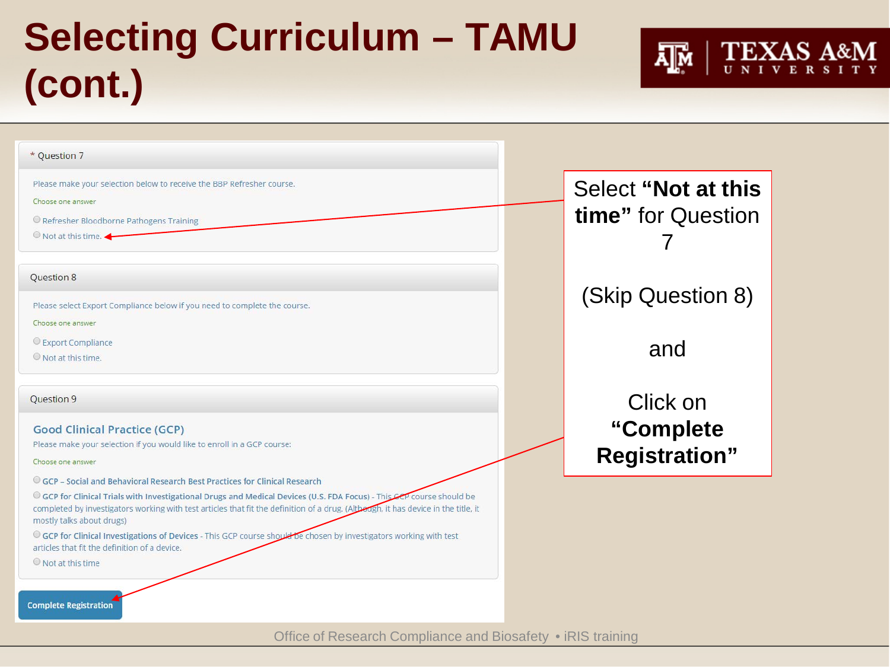# Selecting Curriculum – TAMU (cont.)

TEXAS A&M UNIVERSITY

\* Question 7

Please make your selection below to receive the BBP Refresher course.

Choose one answer

- Refresher Bloodborne Pathogens Training
- Not at this time.

Question 8

Please select Export Compliance below if you need to complete the course.

Choose one answer

- Export Compliance
- Not at this time.

Question 9

**Good Clinical Practice (GCP)**

Please make your selection if you would like to enroll in a GCP course:

Choose one answer

- **GCP – Social and Behavioral Research Best Practices for Clinical Research**
- **GCP for Clinical Trials with Investigational Drugs and Medical Devices (U.S. FDA Focus)** - This GCP course should be completed by investigators working with test articles that fit the definition of a drug. (Although, it has device in the title, it mostly talks about drugs)
- **GCP for Clinical Investigations of Devices** - This GCP course should be chosen by investigators working with test articles that fit the definition of a device.
- Not at this time

Complete Registration

Select **"Not at this time"** for Question 7

(Skip Question 8)

and

Click on **"Complete Registration"**

Office of Research Compliance and Biosafety • iRIS training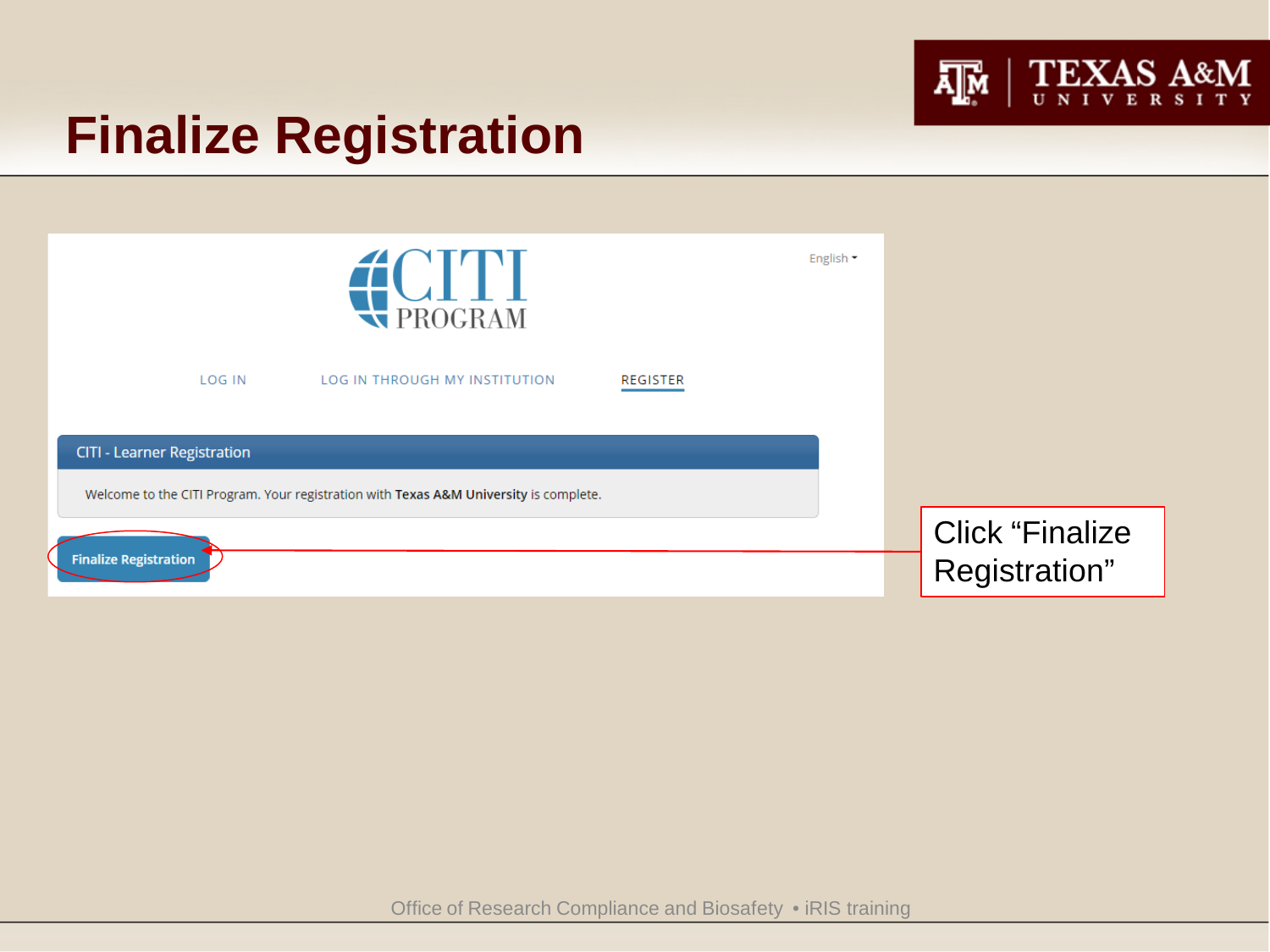# Finalize Registration

LOG IN    LOG IN THROUGH MY INSTITUTION    REGISTER

English

**CITI - Learner Registration**

Welcome to the CITI Program. Your registration with **Texas A&M University** is complete.

**Finalize Registration**

Click "Finalize Registration"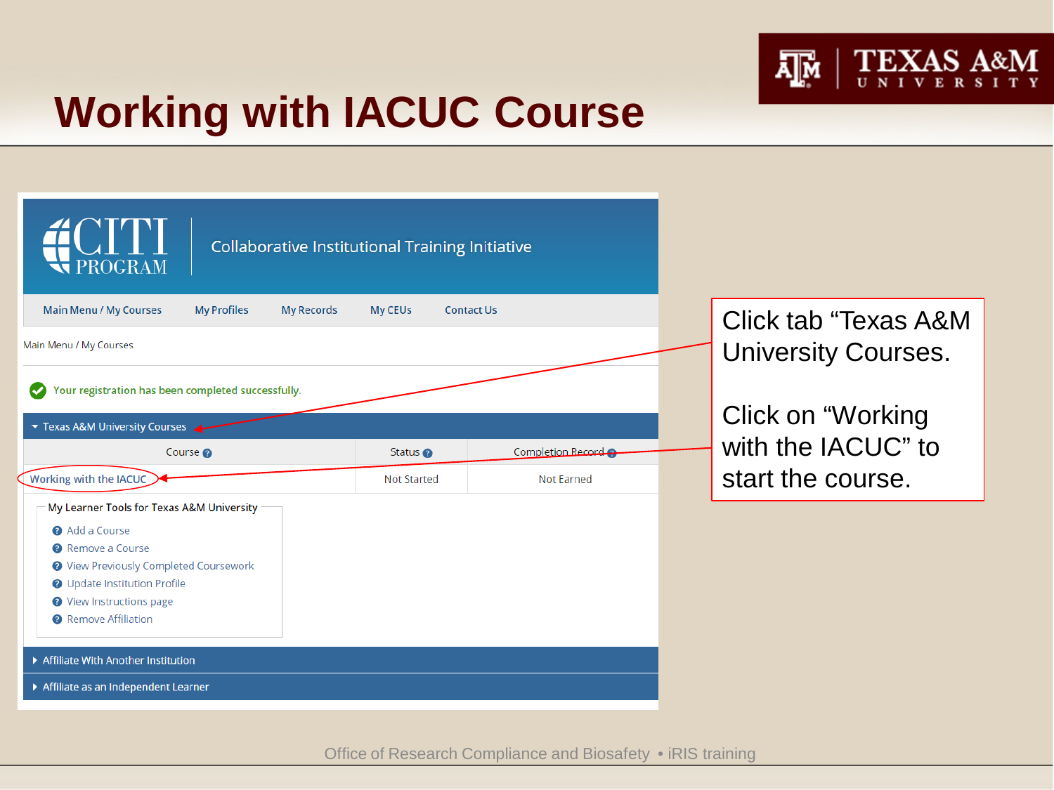# Working with IACUC Course

Collaborative Institutional Training Initiative

Main Menu / My Courses | My Profiles | My Records | My CEUs | Contact Us

Main Menu / My Courses

Your registration has been completed successfully.

Texas A&M University Courses

| Course | Status | Completion Record |
|---|---|---|
| Working with the IACUC | Not Started | Not Earned |

My Learner Tools for Texas A&M University

- Add a Course
- Remove a Course
- View Previously Completed Coursework
- Update Institution Profile
- View Instructions page
- Remove Affiliation

Affiliate With Another Institution

Affiliate as an Independent Learner

Click tab "Texas A&M University Courses.

Click on "Working with the IACUC" to start the course.

Office of Research Compliance and Biosafety • iRIS training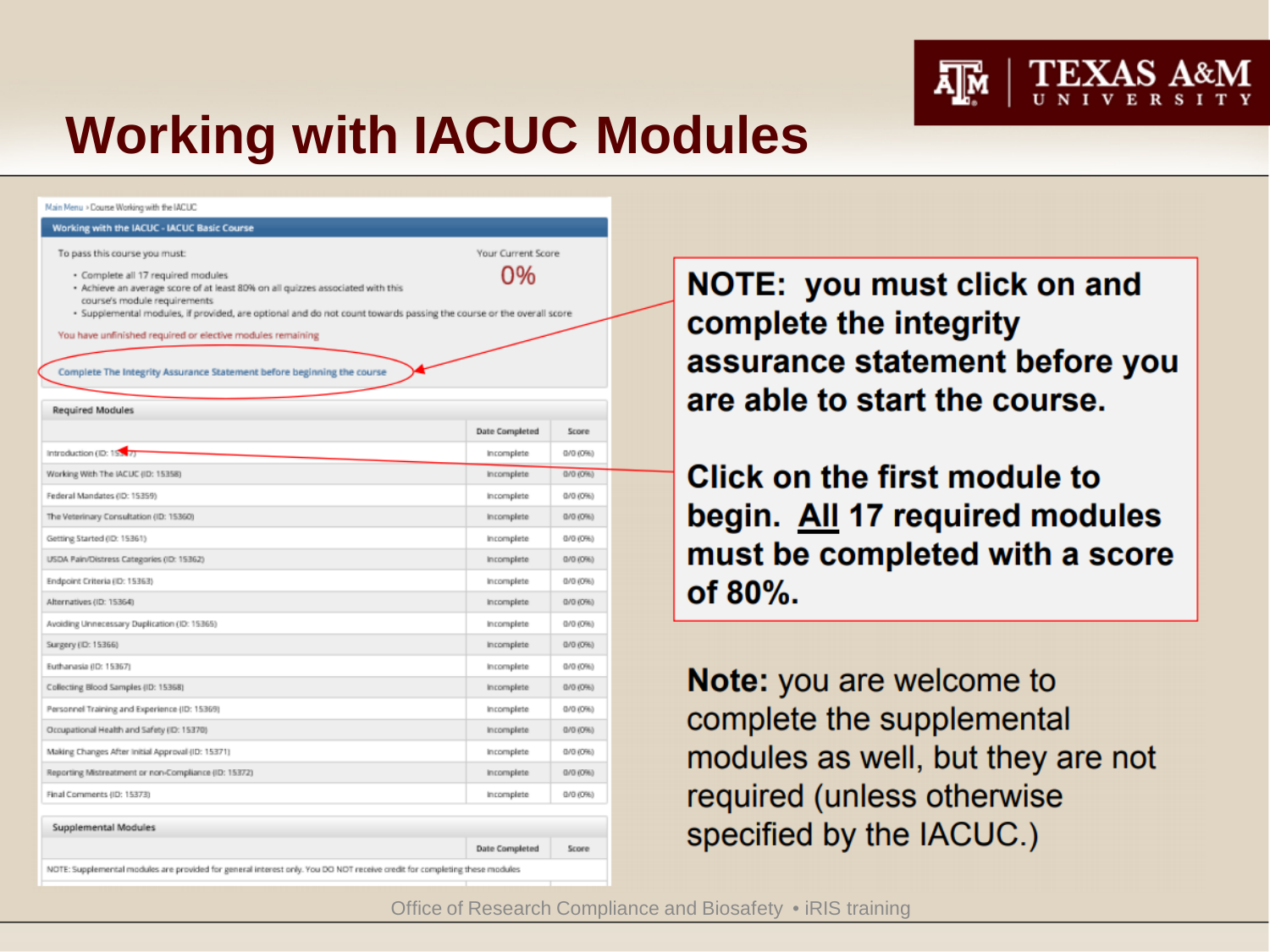# Working with IACUC Modules

Main Menu › Course Working with the IACUC

**Working with the IACUC - IACUC Basic Course**

To pass this course you must:

- Complete all 17 required modules
- Achieve an average score of at least 80% on all quizzes associated with this course's module requirements
- Supplemental modules, if provided, are optional and do not count towards passing the course or the overall score

Your Current Score

0%

You have unfinished required or elective modules remaining

Complete The Integrity Assurance Statement before beginning the course

**Required Modules**

| | Date Completed | Score |
|---|---|---|
| Introduction (ID: 15357) | Incomplete | 0/0 (0%) |
| Working With The IACUC (ID: 15358) | Incomplete | 0/0 (0%) |
| Federal Mandates (ID: 15359) | Incomplete | 0/0 (0%) |
| The Veterinary Consultation (ID: 15360) | Incomplete | 0/0 (0%) |
| Getting Started (ID: 15361) | Incomplete | 0/0 (0%) |
| USDA Pain/Distress Categories (ID: 15362) | Incomplete | 0/0 (0%) |
| Endpoint Criteria (ID: 15363) | Incomplete | 0/0 (0%) |
| Alternatives (ID: 15364) | Incomplete | 0/0 (0%) |
| Avoiding Unnecessary Duplication (ID: 15365) | Incomplete | 0/0 (0%) |
| Surgery (ID: 15366) | Incomplete | 0/0 (0%) |
| Euthanasia (ID: 15367) | Incomplete | 0/0 (0%) |
| Collecting Blood Samples (ID: 15368) | Incomplete | 0/0 (0%) |
| Personnel Training and Experience (ID: 15369) | Incomplete | 0/0 (0%) |
| Occupational Health and Safety (ID: 15370) | Incomplete | 0/0 (0%) |
| Making Changes After Initial Approval (ID: 15371) | Incomplete | 0/0 (0%) |
| Reporting Mistreatment or non-Compliance (ID: 15372) | Incomplete | 0/0 (0%) |
| Final Comments (ID: 15373) | Incomplete | 0/0 (0%) |

**Supplemental Modules**

| | Date Completed | Score |
|---|---|---|
| NOTE: Supplemental modules are provided for general interest only. You DO NOT receive credit for completing these modules | | |

**NOTE: you must click on and complete the integrity assurance statement before you are able to start the course.**

**Click on the first module to begin. All 17 required modules must be completed with a score of 80%.**

**Note:** you are welcome to complete the supplemental modules as well, but they are not required (unless otherwise specified by the IACUC.)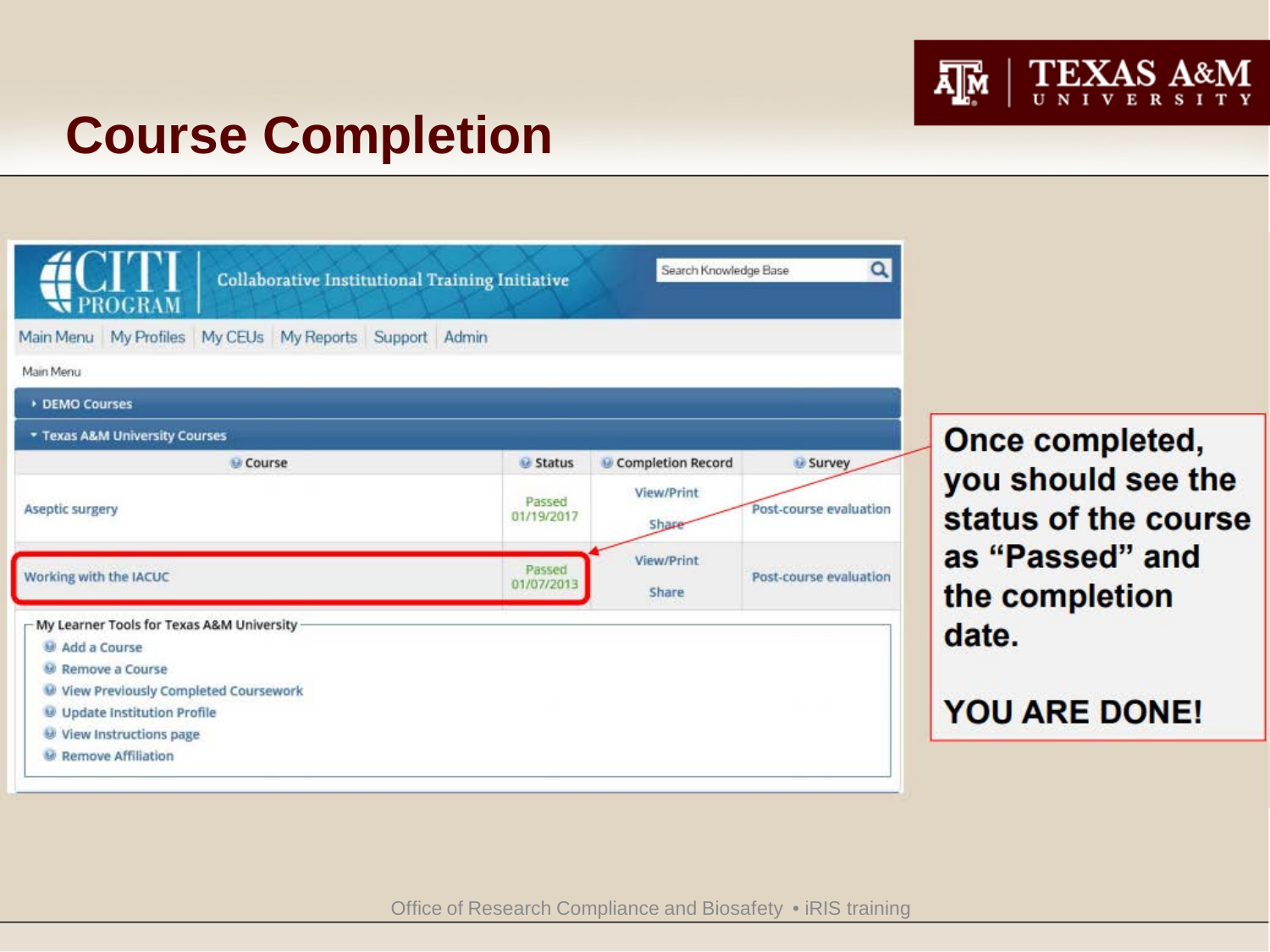# Course Completion

CITI PROGRAM — Collaborative Institutional Training Initiative

Search Knowledge Base

Main Menu | My Profiles | My CEUs | My Reports | Support | Admin

Main Menu

- DEMO Courses
- Texas A&M University Courses

| Course | Status | Completion Record | Survey |
|---|---|---|---|
| Aseptic surgery | Passed 01/19/2017 | View/Print Share | Post-course evaluation |
| Working with the IACUC | Passed 01/07/2013 | View/Print Share | Post-course evaluation |

My Learner Tools for Texas A&M University

- Add a Course
- Remove a Course
- View Previously Completed Coursework
- Update Institution Profile
- View Instructions page
- Remove Affiliation

**Once completed, you should see the status of the course as "Passed" and the completion date.**

**YOU ARE DONE!**

Office of Research Compliance and Biosafety • iRIS training